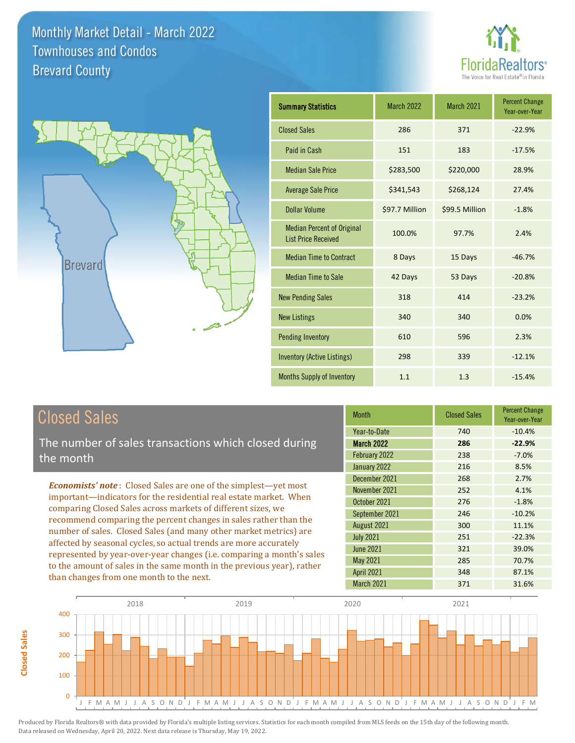# Monthly Market Detail - March 2022
## Townhouses and Condos
## Brevard County

| Summary Statistics | March 2022 | March 2021 | Percent Change Year-over-Year |
|---|---|---|---|
| Closed Sales | 286 | 371 | -22.9% |
| Paid in Cash | 151 | 183 | -17.5% |
| Median Sale Price | $283,500 | $220,000 | 28.9% |
| Average Sale Price | $341,543 | $268,124 | 27.4% |
| Dollar Volume | $97.7 Million | $99.5 Million | -1.8% |
| Median Percent of Original List Price Received | 100.0% | 97.7% | 2.4% |
| Median Time to Contract | 8 Days | 15 Days | -46.7% |
| Median Time to Sale | 42 Days | 53 Days | -20.8% |
| New Pending Sales | 318 | 414 | -23.2% |
| New Listings | 340 | 340 | 0.0% |
| Pending Inventory | 610 | 596 | 2.3% |
| Inventory (Active Listings) | 298 | 339 | -12.1% |
| Months Supply of Inventory | 1.1 | 1.3 | -15.4% |

## Closed Sales

The number of sales transactions which closed during the month

*Economists' note*: Closed Sales are one of the simplest—yet most important—indicators for the residential real estate market. When comparing Closed Sales across markets of different sizes, we recommend comparing the percent changes in sales rather than the number of sales. Closed Sales (and many other market metrics) are affected by seasonal cycles, so actual trends are more accurately represented by year-over-year changes (i.e. comparing a month's sales to the amount of sales in the same month in the previous year), rather than changes from one month to the next.

| Month | Closed Sales | Percent Change Year-over-Year |
|---|---|---|
| Year-to-Date | 740 | -10.4% |
| **March 2022** | **286** | **-22.9%** |
| February 2022 | 238 | -7.0% |
| January 2022 | 216 | 8.5% |
| December 2021 | 268 | 2.7% |
| November 2021 | 252 | 4.1% |
| October 2021 | 276 | -1.8% |
| September 2021 | 246 | -10.2% |
| August 2021 | 300 | 11.1% |
| July 2021 | 251 | -22.3% |
| June 2021 | 321 | 39.0% |
| May 2021 | 285 | 70.7% |
| April 2021 | 348 | 87.1% |
| March 2021 | 371 | 31.6% |

Produced by Florida Realtors® with data provided by Florida's multiple listing services. Statistics for each month compiled from MLS feeds on the 15th day of the following month. Data released on Wednesday, April 20, 2022. Next data release is Thursday, May 19, 2022.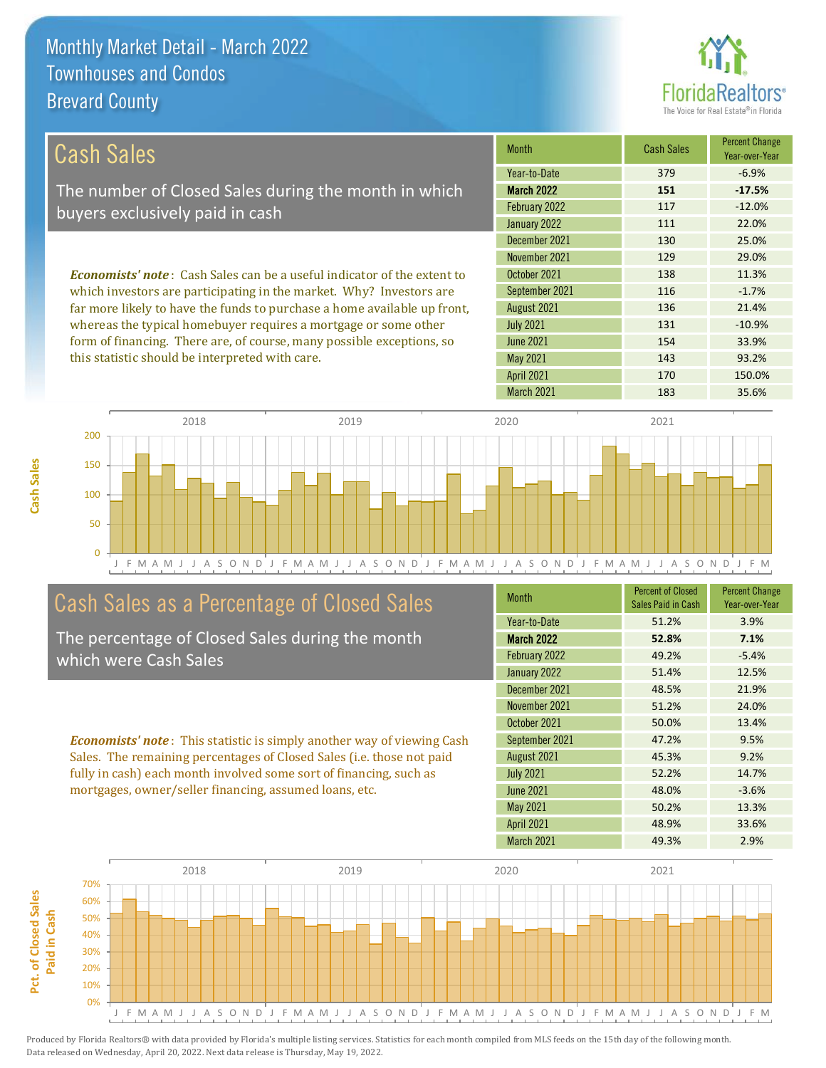# Monthly Market Detail - March 2022
## Townhouses and Condos
## Brevard County

## Cash Sales

The number of Closed Sales during the month in which buyers exclusively paid in cash

***Economists' note***: Cash Sales can be a useful indicator of the extent to which investors are participating in the market. Why? Investors are far more likely to have the funds to purchase a home available up front, whereas the typical homebuyer requires a mortgage or some other form of financing. There are, of course, many possible exceptions, so this statistic should be interpreted with care.

| Month | Cash Sales | Percent Change Year-over-Year |
|---|---|---|
| Year-to-Date | 379 | -6.9% |
| **March 2022** | **151** | **-17.5%** |
| February 2022 | 117 | -12.0% |
| January 2022 | 111 | 22.0% |
| December 2021 | 130 | 25.0% |
| November 2021 | 129 | 29.0% |
| October 2021 | 138 | 11.3% |
| September 2021 | 116 | -1.7% |
| August 2021 | 136 | 21.4% |
| July 2021 | 131 | -10.9% |
| June 2021 | 154 | 33.9% |
| May 2021 | 143 | 93.2% |
| April 2021 | 170 | 150.0% |
| March 2021 | 183 | 35.6% |

## Cash Sales as a Percentage of Closed Sales

The percentage of Closed Sales during the month which were Cash Sales

***Economists' note***: This statistic is simply another way of viewing Cash Sales. The remaining percentages of Closed Sales (i.e. those not paid fully in cash) each month involved some sort of financing, such as mortgages, owner/seller financing, assumed loans, etc.

| Month | Percent of Closed Sales Paid in Cash | Percent Change Year-over-Year |
|---|---|---|
| Year-to-Date | 51.2% | 3.9% |
| **March 2022** | **52.8%** | **7.1%** |
| February 2022 | 49.2% | -5.4% |
| January 2022 | 51.4% | 12.5% |
| December 2021 | 48.5% | 21.9% |
| November 2021 | 51.2% | 24.0% |
| October 2021 | 50.0% | 13.4% |
| September 2021 | 47.2% | 9.5% |
| August 2021 | 45.3% | 9.2% |
| July 2021 | 52.2% | 14.7% |
| June 2021 | 48.0% | -3.6% |
| May 2021 | 50.2% | 13.3% |
| April 2021 | 48.9% | 33.6% |
| March 2021 | 49.3% | 2.9% |

Produced by Florida Realtors® with data provided by Florida's multiple listing services. Statistics for each month compiled from MLS feeds on the 15th day of the following month. Data released on Wednesday, April 20, 2022. Next data release is Thursday, May 19, 2022.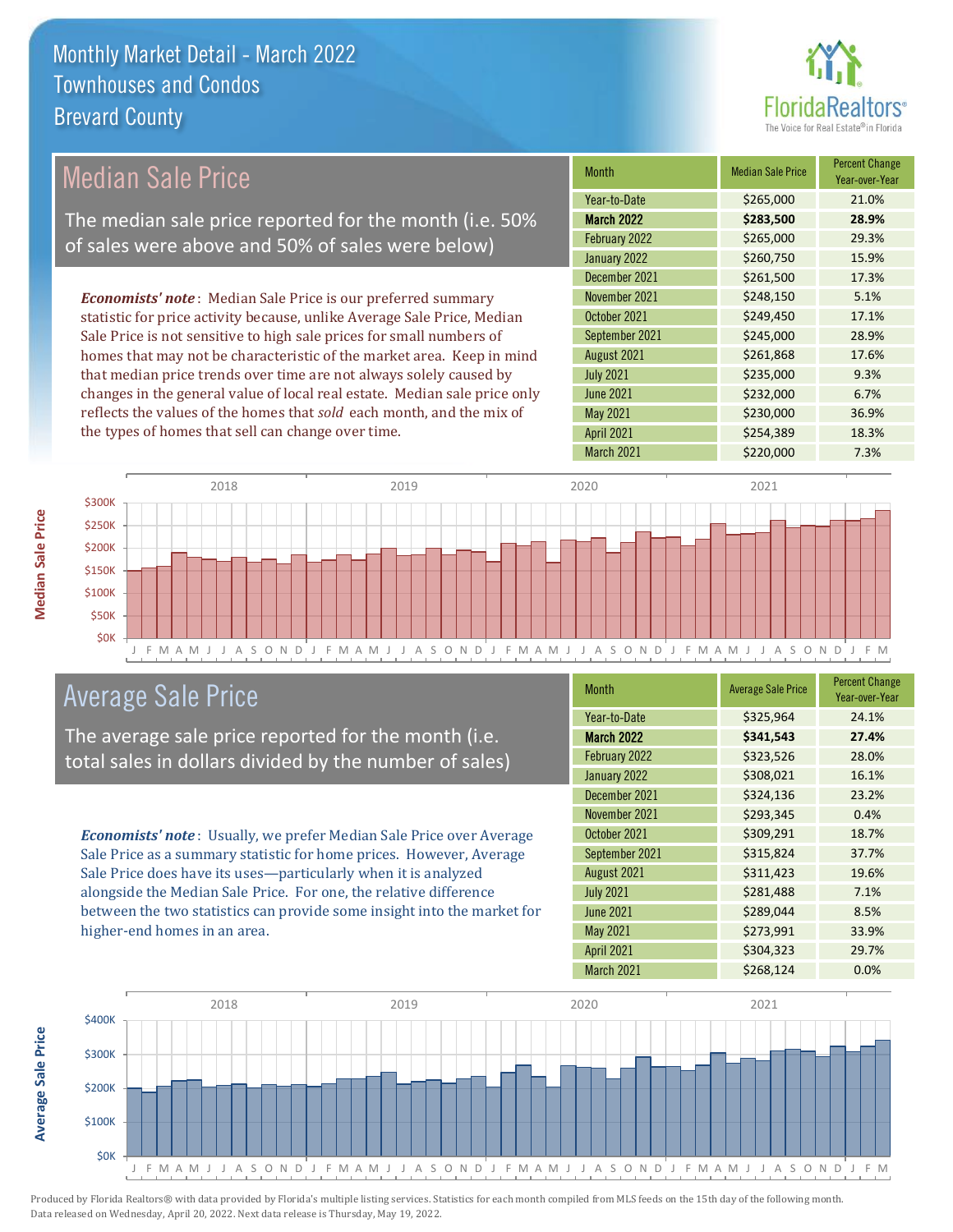# Monthly Market Detail - March 2022
## Townhouses and Condos
## Brevard County

## Median Sale Price

The median sale price reported for the month (i.e. 50% of sales were above and 50% of sales were below)

***Economists' note***: Median Sale Price is our preferred summary statistic for price activity because, unlike Average Sale Price, Median Sale Price is not sensitive to high sale prices for small numbers of homes that may not be characteristic of the market area. Keep in mind that median price trends over time are not always solely caused by changes in the general value of local real estate. Median sale price only reflects the values of the homes that *sold* each month, and the mix of the types of homes that sell can change over time.

| Month | Median Sale Price | Percent Change Year-over-Year |
|---|---|---|
| Year-to-Date | $265,000 | 21.0% |
| **March 2022** | **$283,500** | **28.9%** |
| February 2022 | $265,000 | 29.3% |
| January 2022 | $260,750 | 15.9% |
| December 2021 | $261,500 | 17.3% |
| November 2021 | $248,150 | 5.1% |
| October 2021 | $249,450 | 17.1% |
| September 2021 | $245,000 | 28.9% |
| August 2021 | $261,868 | 17.6% |
| July 2021 | $235,000 | 9.3% |
| June 2021 | $232,000 | 6.7% |
| May 2021 | $230,000 | 36.9% |
| April 2021 | $254,389 | 18.3% |
| March 2021 | $220,000 | 7.3% |

## Average Sale Price

The average sale price reported for the month (i.e. total sales in dollars divided by the number of sales)

***Economists' note***: Usually, we prefer Median Sale Price over Average Sale Price as a summary statistic for home prices. However, Average Sale Price does have its uses—particularly when it is analyzed alongside the Median Sale Price. For one, the relative difference between the two statistics can provide some insight into the market for higher-end homes in an area.

| Month | Average Sale Price | Percent Change Year-over-Year |
|---|---|---|
| Year-to-Date | $325,964 | 24.1% |
| **March 2022** | **$341,543** | **27.4%** |
| February 2022 | $323,526 | 28.0% |
| January 2022 | $308,021 | 16.1% |
| December 2021 | $324,136 | 23.2% |
| November 2021 | $293,345 | 0.4% |
| October 2021 | $309,291 | 18.7% |
| September 2021 | $315,824 | 37.7% |
| August 2021 | $311,423 | 19.6% |
| July 2021 | $281,488 | 7.1% |
| June 2021 | $289,044 | 8.5% |
| May 2021 | $273,991 | 33.9% |
| April 2021 | $304,323 | 29.7% |
| March 2021 | $268,124 | 0.0% |

Produced by Florida Realtors® with data provided by Florida's multiple listing services. Statistics for each month compiled from MLS feeds on the 15th day of the following month. Data released on Wednesday, April 20, 2022. Next data release is Thursday, May 19, 2022.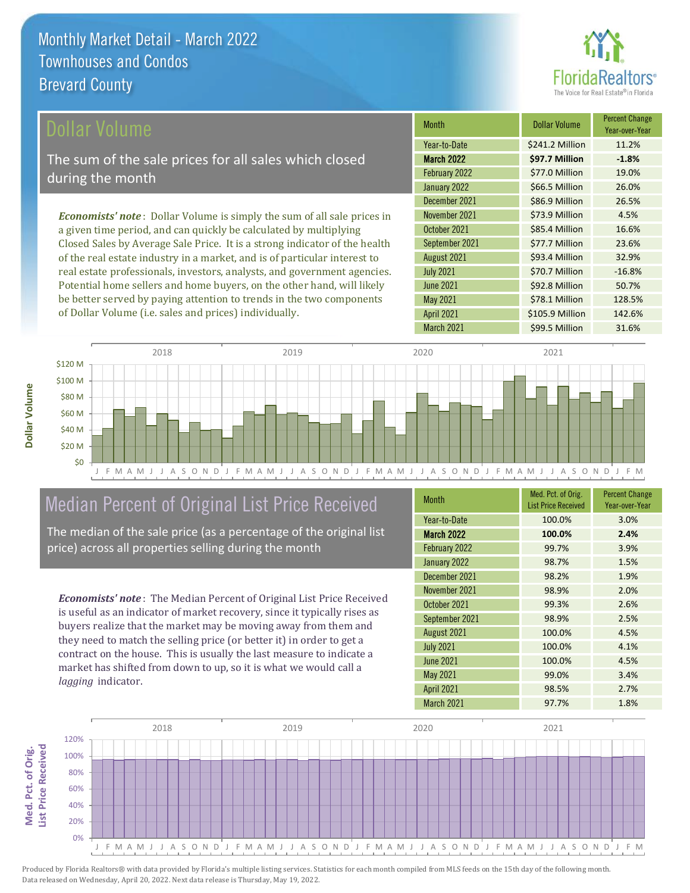# Monthly Market Detail - March 2022
## Townhouses and Condos
## Brevard County

## Dollar Volume

The sum of the sale prices for all sales which closed during the month

***Economists' note***: Dollar Volume is simply the sum of all sale prices in a given time period, and can quickly be calculated by multiplying Closed Sales by Average Sale Price. It is a strong indicator of the health of the real estate industry in a market, and is of particular interest to real estate professionals, investors, analysts, and government agencies. Potential home sellers and home buyers, on the other hand, will likely be better served by paying attention to trends in the two components of Dollar Volume (i.e. sales and prices) individually.

| Month | Dollar Volume | Percent Change Year-over-Year |
|---|---|---|
| Year-to-Date | $241.2 Million | 11.2% |
| **March 2022** | **$97.7 Million** | **-1.8%** |
| February 2022 | $77.0 Million | 19.0% |
| January 2022 | $66.5 Million | 26.0% |
| December 2021 | $86.9 Million | 26.5% |
| November 2021 | $73.9 Million | 4.5% |
| October 2021 | $85.4 Million | 16.6% |
| September 2021 | $77.7 Million | 23.6% |
| August 2021 | $93.4 Million | 32.9% |
| July 2021 | $70.7 Million | -16.8% |
| June 2021 | $92.8 Million | 50.7% |
| May 2021 | $78.1 Million | 128.5% |
| April 2021 | $105.9 Million | 142.6% |
| March 2021 | $99.5 Million | 31.6% |

## Median Percent of Original List Price Received

The median of the sale price (as a percentage of the original list price) across all properties selling during the month

***Economists' note***: The Median Percent of Original List Price Received is useful as an indicator of market recovery, since it typically rises as buyers realize that the market may be moving away from them and they need to match the selling price (or better it) in order to get a contract on the house. This is usually the last measure to indicate a market has shifted from down to up, so it is what we would call a *lagging* indicator.

| Month | Med. Pct. of Orig. List Price Received | Percent Change Year-over-Year |
|---|---|---|
| Year-to-Date | 100.0% | 3.0% |
| **March 2022** | **100.0%** | **2.4%** |
| February 2022 | 99.7% | 3.9% |
| January 2022 | 98.7% | 1.5% |
| December 2021 | 98.2% | 1.9% |
| November 2021 | 98.9% | 2.0% |
| October 2021 | 99.3% | 2.6% |
| September 2021 | 98.9% | 2.5% |
| August 2021 | 100.0% | 4.5% |
| July 2021 | 100.0% | 4.1% |
| June 2021 | 100.0% | 4.5% |
| May 2021 | 99.0% | 3.4% |
| April 2021 | 98.5% | 2.7% |
| March 2021 | 97.7% | 1.8% |

Produced by Florida Realtors® with data provided by Florida's multiple listing services. Statistics for each month compiled from MLS feeds on the 15th day of the following month. Data released on Wednesday, April 20, 2022. Next data release is Thursday, May 19, 2022.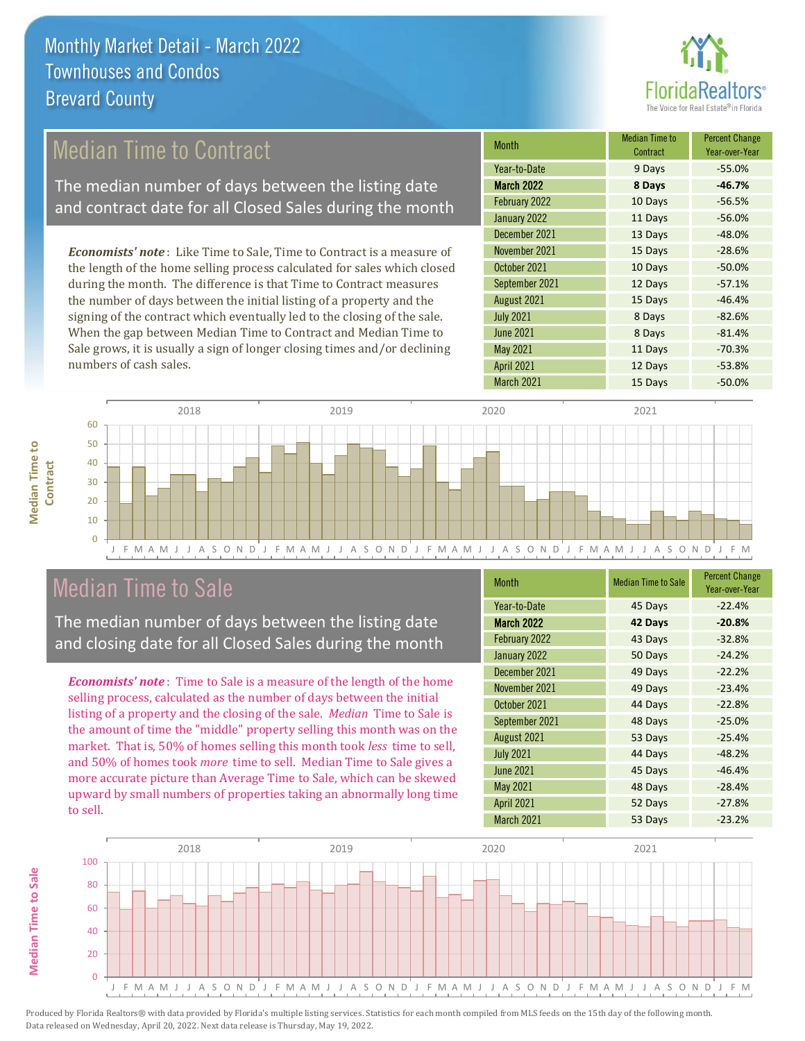# Monthly Market Detail - March 2022
## Townhouses and Condos
## Brevard County

## Median Time to Contract

The median number of days between the listing date and contract date for all Closed Sales during the month

***Economists' note***: Like Time to Sale, Time to Contract is a measure of the length of the home selling process calculated for sales which closed during the month. The difference is that Time to Contract measures the number of days between the initial listing of a property and the signing of the contract which eventually led to the closing of the sale. When the gap between Median Time to Contract and Median Time to Sale grows, it is usually a sign of longer closing times and/or declining numbers of cash sales.

| Month | Median Time to Contract | Percent Change Year-over-Year |
|---|---|---|
| Year-to-Date | 9 Days | -55.0% |
| **March 2022** | **8 Days** | **-46.7%** |
| February 2022 | 10 Days | -56.5% |
| January 2022 | 11 Days | -56.0% |
| December 2021 | 13 Days | -48.0% |
| November 2021 | 15 Days | -28.6% |
| October 2021 | 10 Days | -50.0% |
| September 2021 | 12 Days | -57.1% |
| August 2021 | 15 Days | -46.4% |
| July 2021 | 8 Days | -82.6% |
| June 2021 | 8 Days | -81.4% |
| May 2021 | 11 Days | -70.3% |
| April 2021 | 12 Days | -53.8% |
| March 2021 | 15 Days | -50.0% |

## Median Time to Sale

The median number of days between the listing date and closing date for all Closed Sales during the month

***Economists' note***: Time to Sale is a measure of the length of the home selling process, calculated as the number of days between the initial listing of a property and the closing of the sale. *Median* Time to Sale is the amount of time the "middle" property selling this month was on the market. That is, 50% of homes selling this month took *less* time to sell, and 50% of homes took *more* time to sell. Median Time to Sale gives a more accurate picture than Average Time to Sale, which can be skewed upward by small numbers of properties taking an abnormally long time to sell.

| Month | Median Time to Sale | Percent Change Year-over-Year |
|---|---|---|
| Year-to-Date | 45 Days | -22.4% |
| **March 2022** | **42 Days** | **-20.8%** |
| February 2022 | 43 Days | -32.8% |
| January 2022 | 50 Days | -24.2% |
| December 2021 | 49 Days | -22.2% |
| November 2021 | 49 Days | -23.4% |
| October 2021 | 44 Days | -22.8% |
| September 2021 | 48 Days | -25.0% |
| August 2021 | 53 Days | -25.4% |
| July 2021 | 44 Days | -48.2% |
| June 2021 | 45 Days | -46.4% |
| May 2021 | 48 Days | -28.4% |
| April 2021 | 52 Days | -27.8% |
| March 2021 | 53 Days | -23.2% |

Produced by Florida Realtors® with data provided by Florida's multiple listing services. Statistics for each month compiled from MLS feeds on the 15th day of the following month. Data released on Wednesday, April 20, 2022. Next data release is Thursday, May 19, 2022.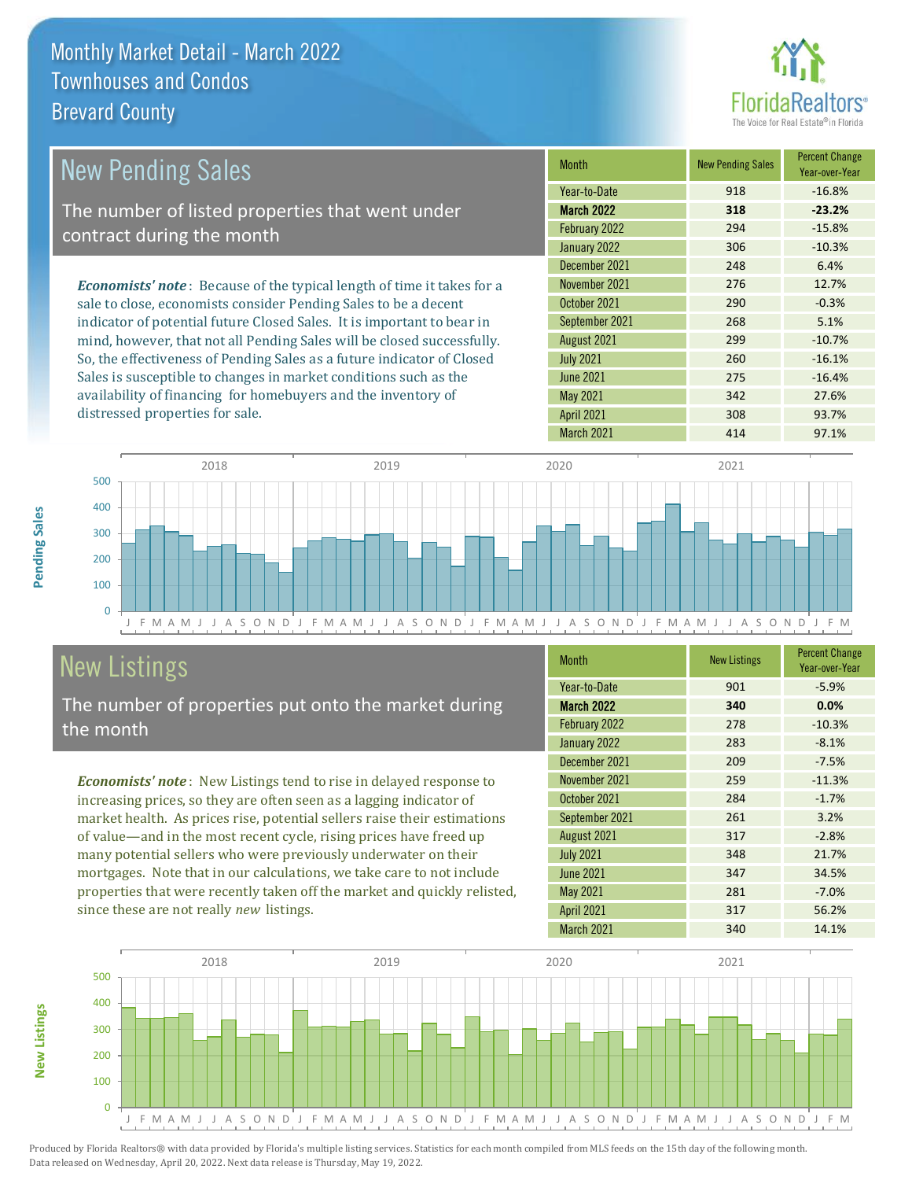# Monthly Market Detail - March 2022
## Townhouses and Condos
## Brevard County

## New Pending Sales

The number of listed properties that went under contract during the month

***Economists' note***: Because of the typical length of time it takes for a sale to close, economists consider Pending Sales to be a decent indicator of potential future Closed Sales. It is important to bear in mind, however, that not all Pending Sales will be closed successfully. So, the effectiveness of Pending Sales as a future indicator of Closed Sales is susceptible to changes in market conditions such as the availability of financing for homebuyers and the inventory of distressed properties for sale.

| Month | New Pending Sales | Percent Change Year-over-Year |
|---|---|---|
| Year-to-Date | 918 | -16.8% |
| **March 2022** | **318** | **-23.2%** |
| February 2022 | 294 | -15.8% |
| January 2022 | 306 | -10.3% |
| December 2021 | 248 | 6.4% |
| November 2021 | 276 | 12.7% |
| October 2021 | 290 | -0.3% |
| September 2021 | 268 | 5.1% |
| August 2021 | 299 | -10.7% |
| July 2021 | 260 | -16.1% |
| June 2021 | 275 | -16.4% |
| May 2021 | 342 | 27.6% |
| April 2021 | 308 | 93.7% |
| March 2021 | 414 | 97.1% |

## New Listings

The number of properties put onto the market during the month

***Economists' note***: New Listings tend to rise in delayed response to increasing prices, so they are often seen as a lagging indicator of market health. As prices rise, potential sellers raise their estimations of value—and in the most recent cycle, rising prices have freed up many potential sellers who were previously underwater on their mortgages. Note that in our calculations, we take care to not include properties that were recently taken off the market and quickly relisted, since these are not really *new* listings.

| Month | New Listings | Percent Change Year-over-Year |
|---|---|---|
| Year-to-Date | 901 | -5.9% |
| **March 2022** | **340** | **0.0%** |
| February 2022 | 278 | -10.3% |
| January 2022 | 283 | -8.1% |
| December 2021 | 209 | -7.5% |
| November 2021 | 259 | -11.3% |
| October 2021 | 284 | -1.7% |
| September 2021 | 261 | 3.2% |
| August 2021 | 317 | -2.8% |
| July 2021 | 348 | 21.7% |
| June 2021 | 347 | 34.5% |
| May 2021 | 281 | -7.0% |
| April 2021 | 317 | 56.2% |
| March 2021 | 340 | 14.1% |

Produced by Florida Realtors® with data provided by Florida's multiple listing services. Statistics for each month compiled from MLS feeds on the 15th day of the following month. Data released on Wednesday, April 20, 2022. Next data release is Thursday, May 19, 2022.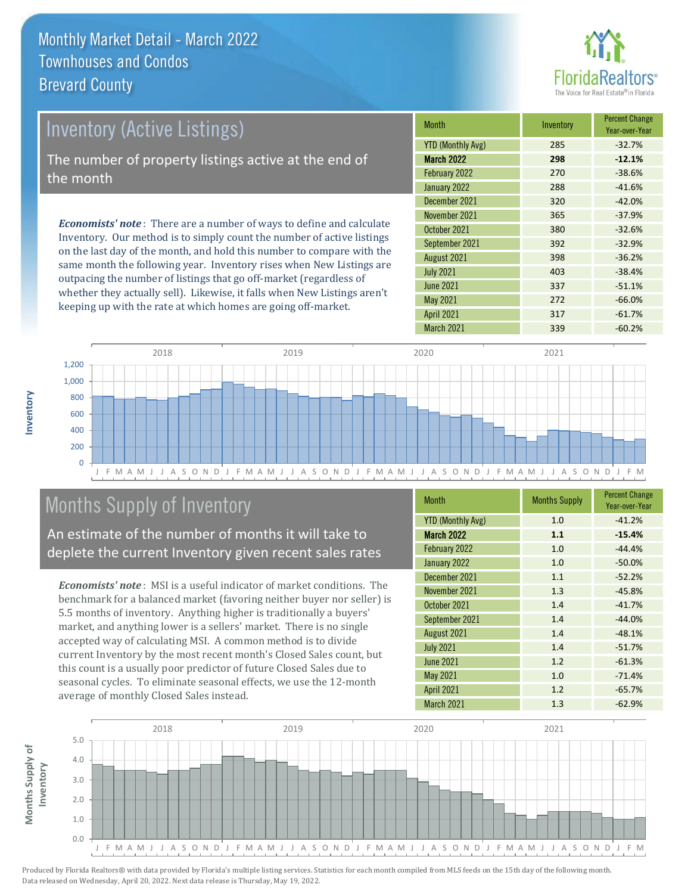# Monthly Market Detail - March 2022
## Townhouses and Condos
## Brevard County

## Inventory (Active Listings)

The number of property listings active at the end of the month

*Economists' note*: There are a number of ways to define and calculate Inventory. Our method is to simply count the number of active listings on the last day of the month, and hold this number to compare with the same month the following year. Inventory rises when New Listings are outpacing the number of listings that go off-market (regardless of whether they actually sell). Likewise, it falls when New Listings aren't keeping up with the rate at which homes are going off-market.

| Month | Inventory | Percent Change Year-over-Year |
|---|---|---|
| YTD (Monthly Avg) | 285 | -32.7% |
| **March 2022** | **298** | **-12.1%** |
| February 2022 | 270 | -38.6% |
| January 2022 | 288 | -41.6% |
| December 2021 | 320 | -42.0% |
| November 2021 | 365 | -37.9% |
| October 2021 | 380 | -32.6% |
| September 2021 | 392 | -32.9% |
| August 2021 | 398 | -36.2% |
| July 2021 | 403 | -38.4% |
| June 2021 | 337 | -51.1% |
| May 2021 | 272 | -66.0% |
| April 2021 | 317 | -61.7% |
| March 2021 | 339 | -60.2% |

## Months Supply of Inventory

An estimate of the number of months it will take to deplete the current Inventory given recent sales rates

*Economists' note*: MSI is a useful indicator of market conditions. The benchmark for a balanced market (favoring neither buyer nor seller) is 5.5 months of inventory. Anything higher is traditionally a buyers' market, and anything lower is a sellers' market. There is no single accepted way of calculating MSI. A common method is to divide current Inventory by the most recent month's Closed Sales count, but this count is a usually poor predictor of future Closed Sales due to seasonal cycles. To eliminate seasonal effects, we use the 12-month average of monthly Closed Sales instead.

| Month | Months Supply | Percent Change Year-over-Year |
|---|---|---|
| YTD (Monthly Avg) | 1.0 | -41.2% |
| **March 2022** | **1.1** | **-15.4%** |
| February 2022 | 1.0 | -44.4% |
| January 2022 | 1.0 | -50.0% |
| December 2021 | 1.1 | -52.2% |
| November 2021 | 1.3 | -45.8% |
| October 2021 | 1.4 | -41.7% |
| September 2021 | 1.4 | -44.0% |
| August 2021 | 1.4 | -48.1% |
| July 2021 | 1.4 | -51.7% |
| June 2021 | 1.2 | -61.3% |
| May 2021 | 1.0 | -71.4% |
| April 2021 | 1.2 | -65.7% |
| March 2021 | 1.3 | -62.9% |

Produced by Florida Realtors® with data provided by Florida's multiple listing services. Statistics for each month compiled from MLS feeds on the 15th day of the following month. Data released on Wednesday, April 20, 2022. Next data release is Thursday, May 19, 2022.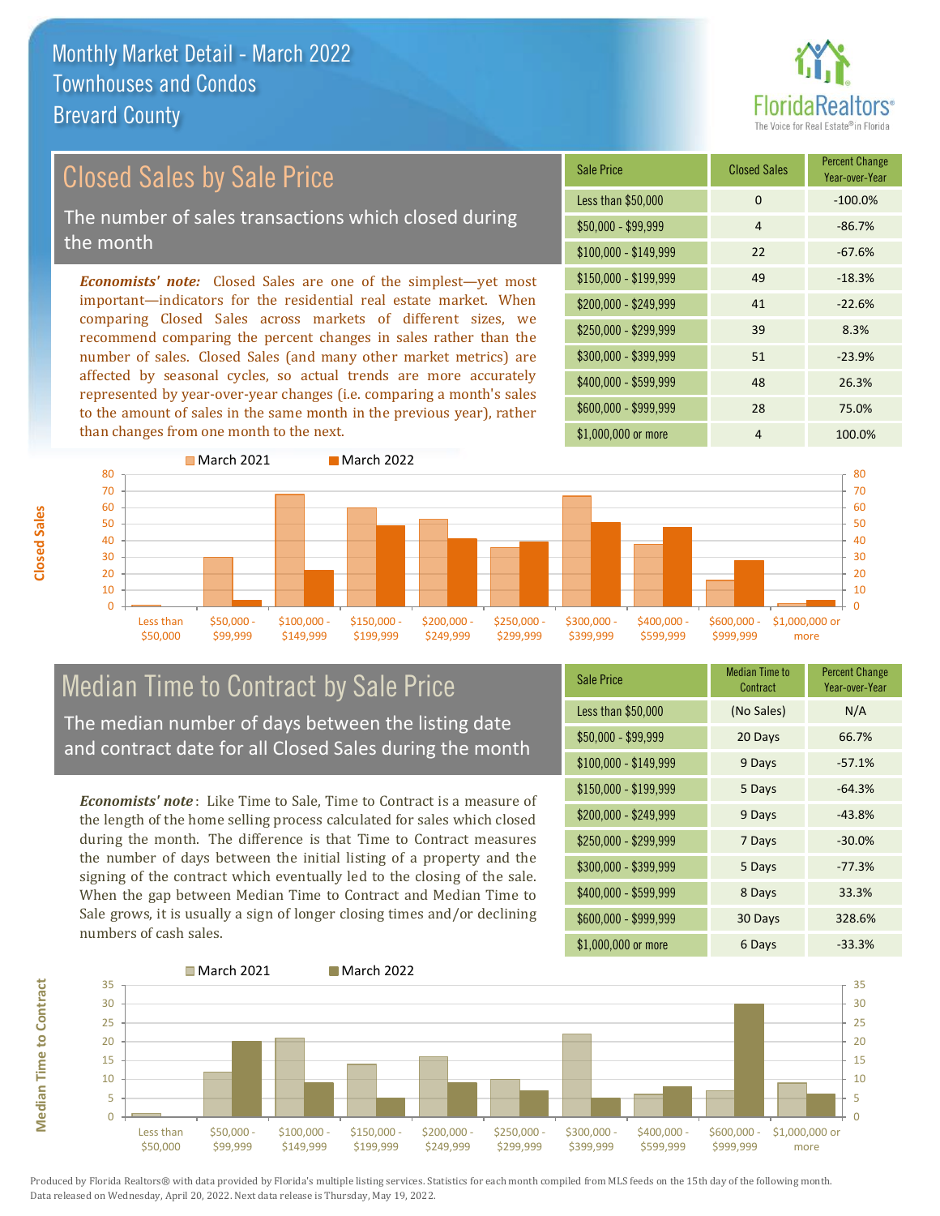# Monthly Market Detail - March 2022
## Townhouses and Condos
## Brevard County

## Closed Sales by Sale Price

The number of sales transactions which closed during the month

*Economists' note:* Closed Sales are one of the simplest—yet most important—indicators for the residential real estate market. When comparing Closed Sales across markets of different sizes, we recommend comparing the percent changes in sales rather than the number of sales. Closed Sales (and many other market metrics) are affected by seasonal cycles, so actual trends are more accurately represented by year-over-year changes (i.e. comparing a month's sales to the amount of sales in the same month in the previous year), rather than changes from one month to the next.

| Sale Price | Closed Sales | Percent Change Year-over-Year |
|---|---|---|
| Less than $50,000 | 0 | -100.0% |
| $50,000 - $99,999 | 4 | -86.7% |
| $100,000 - $149,999 | 22 | -67.6% |
| $150,000 - $199,999 | 49 | -18.3% |
| $200,000 - $249,999 | 41 | -22.6% |
| $250,000 - $299,999 | 39 | 8.3% |
| $300,000 - $399,999 | 51 | -23.9% |
| $400,000 - $599,999 | 48 | 26.3% |
| $600,000 - $999,999 | 28 | 75.0% |
| $1,000,000 or more | 4 | 100.0% |

## Median Time to Contract by Sale Price

The median number of days between the listing date and contract date for all Closed Sales during the month

*Economists' note*: Like Time to Sale, Time to Contract is a measure of the length of the home selling process calculated for sales which closed during the month. The difference is that Time to Contract measures the number of days between the initial listing of a property and the signing of the contract which eventually led to the closing of the sale. When the gap between Median Time to Contract and Median Time to Sale grows, it is usually a sign of longer closing times and/or declining numbers of cash sales.

| Sale Price | Median Time to Contract | Percent Change Year-over-Year |
|---|---|---|
| Less than $50,000 | (No Sales) | N/A |
| $50,000 - $99,999 | 20 Days | 66.7% |
| $100,000 - $149,999 | 9 Days | -57.1% |
| $150,000 - $199,999 | 5 Days | -64.3% |
| $200,000 - $249,999 | 9 Days | -43.8% |
| $250,000 - $299,999 | 7 Days | -30.0% |
| $300,000 - $399,999 | 5 Days | -77.3% |
| $400,000 - $599,999 | 8 Days | 33.3% |
| $600,000 - $999,999 | 30 Days | 328.6% |
| $1,000,000 or more | 6 Days | -33.3% |

Produced by Florida Realtors® with data provided by Florida's multiple listing services. Statistics for each month compiled from MLS feeds on the 15th day of the following month. Data released on Wednesday, April 20, 2022. Next data release is Thursday, May 19, 2022.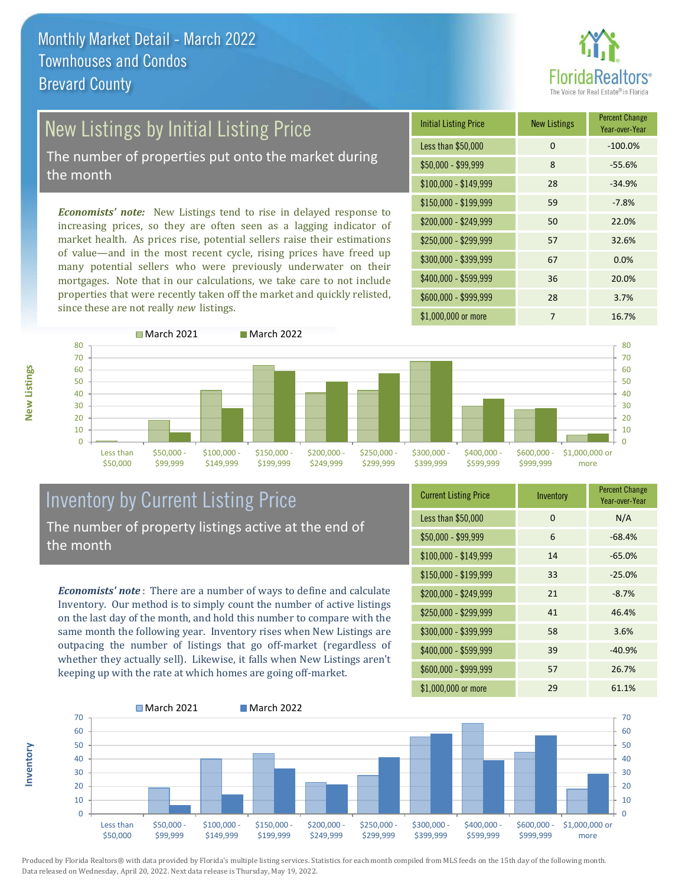# Monthly Market Detail - March 2022
## Townhouses and Condos
## Brevard County

## New Listings by Initial Listing Price

The number of properties put onto the market during the month

*Economists' note:* New Listings tend to rise in delayed response to increasing prices, so they are often seen as a lagging indicator of market health. As prices rise, potential sellers raise their estimations of value—and in the most recent cycle, rising prices have freed up many potential sellers who were previously underwater on their mortgages. Note that in our calculations, we take care to not include properties that were recently taken off the market and quickly relisted, since these are not really *new* listings.

| Initial Listing Price | New Listings | Percent Change Year-over-Year |
|---|---|---|
| Less than $50,000 | 0 | -100.0% |
| $50,000 - $99,999 | 8 | -55.6% |
| $100,000 - $149,999 | 28 | -34.9% |
| $150,000 - $199,999 | 59 | -7.8% |
| $200,000 - $249,999 | 50 | 22.0% |
| $250,000 - $299,999 | 57 | 32.6% |
| $300,000 - $399,999 | 67 | 0.0% |
| $400,000 - $599,999 | 36 | 20.0% |
| $600,000 - $999,999 | 28 | 3.7% |
| $1,000,000 or more | 7 | 16.7% |

## Inventory by Current Listing Price

The number of property listings active at the end of the month

*Economists' note* : There are a number of ways to define and calculate Inventory. Our method is to simply count the number of active listings on the last day of the month, and hold this number to compare with the same month the following year. Inventory rises when New Listings are outpacing the number of listings that go off-market (regardless of whether they actually sell). Likewise, it falls when New Listings aren't keeping up with the rate at which homes are going off-market.

| Current Listing Price | Inventory | Percent Change Year-over-Year |
|---|---|---|
| Less than $50,000 | 0 | N/A |
| $50,000 - $99,999 | 6 | -68.4% |
| $100,000 - $149,999 | 14 | -65.0% |
| $150,000 - $199,999 | 33 | -25.0% |
| $200,000 - $249,999 | 21 | -8.7% |
| $250,000 - $299,999 | 41 | 46.4% |
| $300,000 - $399,999 | 58 | 3.6% |
| $400,000 - $599,999 | 39 | -40.9% |
| $600,000 - $999,999 | 57 | 26.7% |
| $1,000,000 or more | 29 | 61.1% |

Produced by Florida Realtors® with data provided by Florida's multiple listing services. Statistics for each month compiled from MLS feeds on the 15th day of the following month. Data released on Wednesday, April 20, 2022. Next data release is Thursday, May 19, 2022.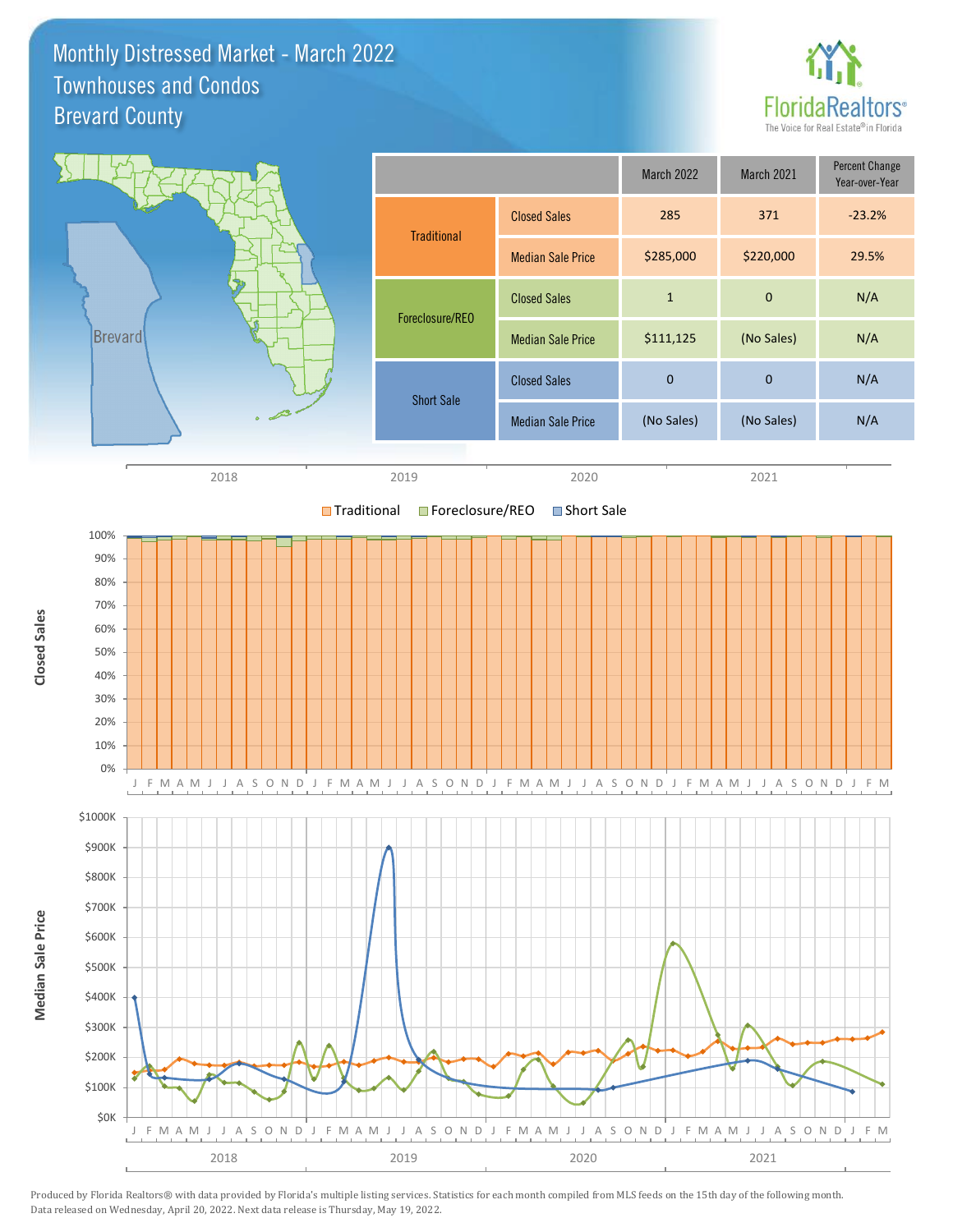# Monthly Distressed Market - March 2022
## Townhouses and Condos
## Brevard County

FloridaRealtors®
The Voice for Real Estate® in Florida

Brevard

| | | March 2022 | March 2021 | Percent Change Year-over-Year |
|---|---|---|---|---|
| Traditional | Closed Sales | 285 | 371 | -23.2% |
| | Median Sale Price | $285,000 | $220,000 | 29.5% |
| Foreclosure/REO | Closed Sales | 1 | 0 | N/A |
| | Median Sale Price | $111,125 | (No Sales) | N/A |
| Short Sale | Closed Sales | 0 | 0 | N/A |
| | Median Sale Price | (No Sales) | (No Sales) | N/A |

2018 2019 2020 2021

Traditional Foreclosure/REO Short Sale

Closed Sales

100% 90% 80% 70% 60% 50% 40% 30% 20% 10% 0%

J F M A M J J A S O N D J F M A M J J A S O N D J F M A M J J A S O N D J F M A M J J A S O N D J F M

Median Sale Price

$1000K $900K $800K $700K $600K $500K $400K $300K $200K $100K $0K

J F M A M J J A S O N D J F M A M J J A S O N D J F M A M J J A S O N D J F M A M J J A S O N D J F M

2018 2019 2020 2021

Produced by Florida Realtors® with data provided by Florida's multiple listing services. Statistics for each month compiled from MLS feeds on the 15th day of the following month. Data released on Wednesday, April 20, 2022. Next data release is Thursday, May 19, 2022.